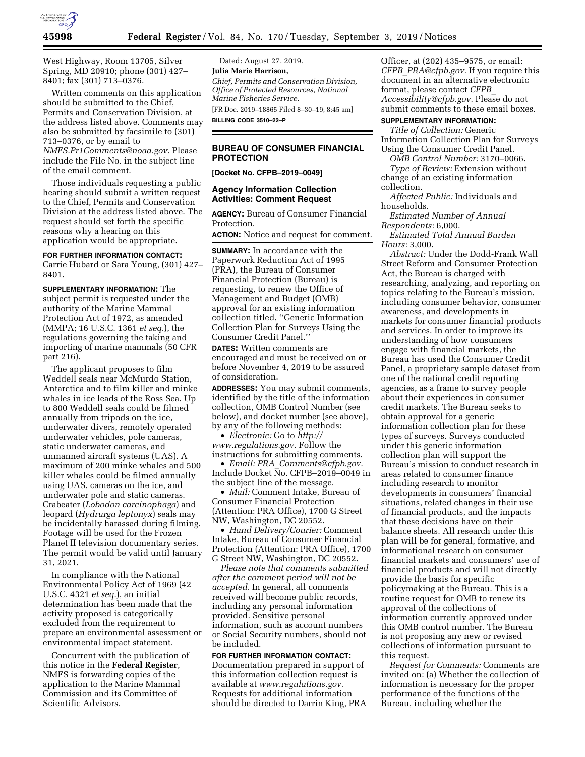West Highway, Room 13705, Silver Spring, MD 20910; phone (301) 427–8401; fax (301) 713–0376.

Written comments on this application should be submitted to the Chief, Permits and Conservation Division, at the address listed above. Comments may also be submitted by facsimile to (301) 713–0376, or by email to *NMFS.Pr1Comments@noaa.gov.* Please include the File No. in the subject line of the email comment.

Those individuals requesting a public hearing should submit a written request to the Chief, Permits and Conservation Division at the address listed above. The request should set forth the specific reasons why a hearing on this application would be appropriate.

**FOR FURTHER INFORMATION CONTACT:** Carrie Hubard or Sara Young, (301) 427–8401.

**SUPPLEMENTARY INFORMATION:** The subject permit is requested under the authority of the Marine Mammal Protection Act of 1972, as amended (MMPA; 16 U.S.C. 1361 *et seq.*), the regulations governing the taking and importing of marine mammals (50 CFR part 216).

The applicant proposes to film Weddell seals near McMurdo Station, Antarctica and to film killer and minke whales in ice leads of the Ross Sea. Up to 800 Weddell seals could be filmed annually from tripods on the ice, underwater divers, remotely operated underwater vehicles, pole cameras, static underwater cameras, and unmanned aircraft systems (UAS). A maximum of 200 minke whales and 500 killer whales could be filmed annually using UAS, cameras on the ice, and underwater pole and static cameras. Crabeater (*Lobodon carcinophaga*) and leopard (*Hydrurga leptonyx*) seals may be incidentally harassed during filming. Footage will be used for the Frozen Planet II television documentary series. The permit would be valid until January 31, 2021.

In compliance with the National Environmental Policy Act of 1969 (42 U.S.C. 4321 *et seq.*), an initial determination has been made that the activity proposed is categorically excluded from the requirement to prepare an environmental assessment or environmental impact statement.

Concurrent with the publication of this notice in the **Federal Register**, NMFS is forwarding copies of the application to the Marine Mammal Commission and its Committee of Scientific Advisors.

Dated: August 27, 2019.

**Julia Marie Harrison,**

*Chief, Permits and Conservation Division, Office of Protected Resources, National Marine Fisheries Service.*

[FR Doc. 2019–18865 Filed 8–30–19; 8:45 am]

**BILLING CODE 3510–22–P**

---

## BUREAU OF CONSUMER FINANCIAL PROTECTION

**[Docket No. CFPB–2019–0049]**

### Agency Information Collection Activities: Comment Request

**AGENCY:** Bureau of Consumer Financial Protection.

**ACTION:** Notice and request for comment.

**SUMMARY:** In accordance with the Paperwork Reduction Act of 1995 (PRA), the Bureau of Consumer Financial Protection (Bureau) is requesting, to renew the Office of Management and Budget (OMB) approval for an existing information collection titled, ''Generic Information Collection Plan for Surveys Using the Consumer Credit Panel.''

**DATES:** Written comments are encouraged and must be received on or before November 4, 2019 to be assured of consideration.

**ADDRESSES:** You may submit comments, identified by the title of the information collection, OMB Control Number (see below), and docket number (see above), by any of the following methods:

- *Electronic:* Go to *http://www.regulations.gov.* Follow the instructions for submitting comments.
- *Email: PRA_Comments@cfpb.gov.* Include Docket No. CFPB–2019–0049 in the subject line of the message.
- *Mail:* Comment Intake, Bureau of Consumer Financial Protection (Attention: PRA Office), 1700 G Street NW, Washington, DC 20552.
- *Hand Delivery/Courier:* Comment Intake, Bureau of Consumer Financial Protection (Attention: PRA Office), 1700 G Street NW, Washington, DC 20552.

*Please note that comments submitted after the comment period will not be accepted.* In general, all comments received will become public records, including any personal information provided. Sensitive personal information, such as account numbers or Social Security numbers, should not be included.

**FOR FURTHER INFORMATION CONTACT:** Documentation prepared in support of this information collection request is available at *www.regulations.gov.* Requests for additional information should be directed to Darrin King, PRA Officer, at (202) 435–9575, or email: *CFPB_PRA@cfpb.gov.* If you require this document in an alternative electronic format, please contact *CFPB_Accessibility@cfpb.gov.* Please do not submit comments to these email boxes.

**SUPPLEMENTARY INFORMATION:**

*Title of Collection:* Generic Information Collection Plan for Surveys Using the Consumer Credit Panel.

*OMB Control Number:* 3170–0066.

*Type of Review:* Extension without change of an existing information collection.

*Affected Public:* Individuals and households.

*Estimated Number of Annual Respondents:* 6,000.

*Estimated Total Annual Burden Hours:* 3,000.

*Abstract:* Under the Dodd-Frank Wall Street Reform and Consumer Protection Act, the Bureau is charged with researching, analyzing, and reporting on topics relating to the Bureau's mission, including consumer behavior, consumer awareness, and developments in markets for consumer financial products and services. In order to improve its understanding of how consumers engage with financial markets, the Bureau has used the Consumer Credit Panel, a proprietary sample dataset from one of the national credit reporting agencies, as a frame to survey people about their experiences in consumer credit markets. The Bureau seeks to obtain approval for a generic information collection plan for these types of surveys. Surveys conducted under this generic information collection plan will support the Bureau's mission to conduct research in areas related to consumer finance including research to monitor developments in consumers' financial situations, related changes in their use of financial products, and the impacts that these decisions have on their balance sheets. All research under this plan will be for general, formative, and informational research on consumer financial markets and consumers' use of financial products and will not directly provide the basis for specific policymaking at the Bureau. This is a routine request for OMB to renew its approval of the collections of information currently approved under this OMB control number. The Bureau is not proposing any new or revised collections of information pursuant to this request.

*Request for Comments:* Comments are invited on: (a) Whether the collection of information is necessary for the proper performance of the functions of the Bureau, including whether the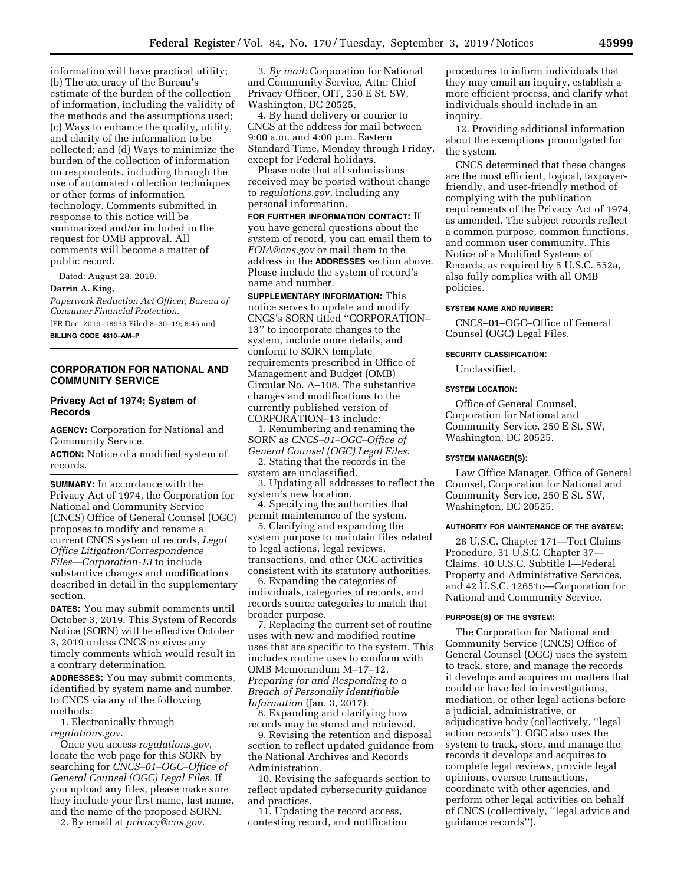information will have practical utility; (b) The accuracy of the Bureau's estimate of the burden of the collection of information, including the validity of the methods and the assumptions used; (c) Ways to enhance the quality, utility, and clarity of the information to be collected; and (d) Ways to minimize the burden of the collection of information on respondents, including through the use of automated collection techniques or other forms of information technology. Comments submitted in response to this notice will be summarized and/or included in the request for OMB approval. All comments will become a matter of public record.

Dated: August 28, 2019.

**Darrin A. King,**

*Paperwork Reduction Act Officer, Bureau of Consumer Financial Protection.*

[FR Doc. 2019–18933 Filed 8–30–19; 8:45 am]

**BILLING CODE 4810–AM–P**

## CORPORATION FOR NATIONAL AND COMMUNITY SERVICE

### Privacy Act of 1974; System of Records

**AGENCY:** Corporation for National and Community Service.

**ACTION:** Notice of a modified system of records.

**SUMMARY:** In accordance with the Privacy Act of 1974, the Corporation for National and Community Service (CNCS) Office of General Counsel (OGC) proposes to modify and rename a current CNCS system of records, *Legal Office Litigation/Correspondence Files—Corporation-13* to include substantive changes and modifications described in detail in the supplementary section.

**DATES:** You may submit comments until October 3, 2019. This System of Records Notice (SORN) will be effective October 3, 2019 unless CNCS receives any timely comments which would result in a contrary determination.

**ADDRESSES:** You may submit comments, identified by system name and number, to CNCS via any of the following methods:

1. Electronically through *regulations.gov*.

Once you access *regulations.gov*, locate the web page for this SORN by searching for *CNCS–01–OGC–Office of General Counsel (OGC) Legal Files.* If you upload any files, please make sure they include your first name, last name, and the name of the proposed SORN.

2. By email at *privacy@cns.gov.*

3. *By mail:* Corporation for National and Community Service, Attn: Chief Privacy Officer, OIT, 250 E St. SW, Washington, DC 20525.

4. By hand delivery or courier to CNCS at the address for mail between 9:00 a.m. and 4:00 p.m. Eastern Standard Time, Monday through Friday, except for Federal holidays.

Please note that all submissions received may be posted without change to *regulations.gov*, including any personal information.

**FOR FURTHER INFORMATION CONTACT:** If you have general questions about the system of record, you can email them to *FOIA@cns.gov* or mail them to the address in the **ADDRESSES** section above. Please include the system of record's name and number.

**SUPPLEMENTARY INFORMATION:** This notice serves to update and modify CNCS's SORN titled ''CORPORATION–13'' to incorporate changes to the system, include more details, and conform to SORN template requirements prescribed in Office of Management and Budget (OMB) Circular No. A–108. The substantive changes and modifications to the currently published version of CORPORATION–13 include:

1. Renumbering and renaming the SORN as *CNCS–01–OGC–Office of General Counsel (OGC) Legal Files.*

2. Stating that the records in the system are unclassified.

3. Updating all addresses to reflect the system's new location.

4. Specifying the authorities that permit maintenance of the system.

5. Clarifying and expanding the system purpose to maintain files related to legal actions, legal reviews, transactions, and other OGC activities consistent with its statutory authorities.

6. Expanding the categories of individuals, categories of records, and records source categories to match that broader purpose.

7. Replacing the current set of routine uses with new and modified routine uses that are specific to the system. This includes routine uses to conform with OMB Memorandum M–17–12, *Preparing for and Responding to a Breach of Personally Identifiable Information* (Jan. 3, 2017).

8. Expanding and clarifying how records may be stored and retrieved.

9. Revising the retention and disposal section to reflect updated guidance from the National Archives and Records Administration.

10. Revising the safeguards section to reflect updated cybersecurity guidance and practices.

11. Updating the record access, contesting record, and notification procedures to inform individuals that they may email an inquiry, establish a more efficient process, and clarify what individuals should include in an inquiry.

12. Providing additional information about the exemptions promulgated for the system.

CNCS determined that these changes are the most efficient, logical, taxpayer-friendly, and user-friendly method of complying with the publication requirements of the Privacy Act of 1974, as amended. The subject records reflect a common purpose, common functions, and common user community. This Notice of a Modified Systems of Records, as required by 5 U.S.C. 552a, also fully complies with all OMB policies.

#### SYSTEM NAME AND NUMBER:

CNCS–01–OGC–Office of General Counsel (OGC) Legal Files.

#### SECURITY CLASSIFICATION:

Unclassified.

#### SYSTEM LOCATION:

Office of General Counsel, Corporation for National and Community Service, 250 E St. SW, Washington, DC 20525.

#### SYSTEM MANAGER(S):

Law Office Manager, Office of General Counsel, Corporation for National and Community Service, 250 E St. SW, Washington, DC 20525.

#### AUTHORITY FOR MAINTENANCE OF THE SYSTEM:

28 U.S.C. Chapter 171—Tort Claims Procedure, 31 U.S.C. Chapter 37—Claims, 40 U.S.C. Subtitle I—Federal Property and Administrative Services, and 42 U.S.C. 12651c—Corporation for National and Community Service.

#### PURPOSE(S) OF THE SYSTEM:

The Corporation for National and Community Service (CNCS) Office of General Counsel (OGC) uses the system to track, store, and manage the records it develops and acquires on matters that could or have led to investigations, mediation, or other legal actions before a judicial, administrative, or adjudicative body (collectively, ''legal action records''). OGC also uses the system to track, store, and manage the records it develops and acquires to complete legal reviews, provide legal opinions, oversee transactions, coordinate with other agencies, and perform other legal activities on behalf of CNCS (collectively, ''legal advice and guidance records'').